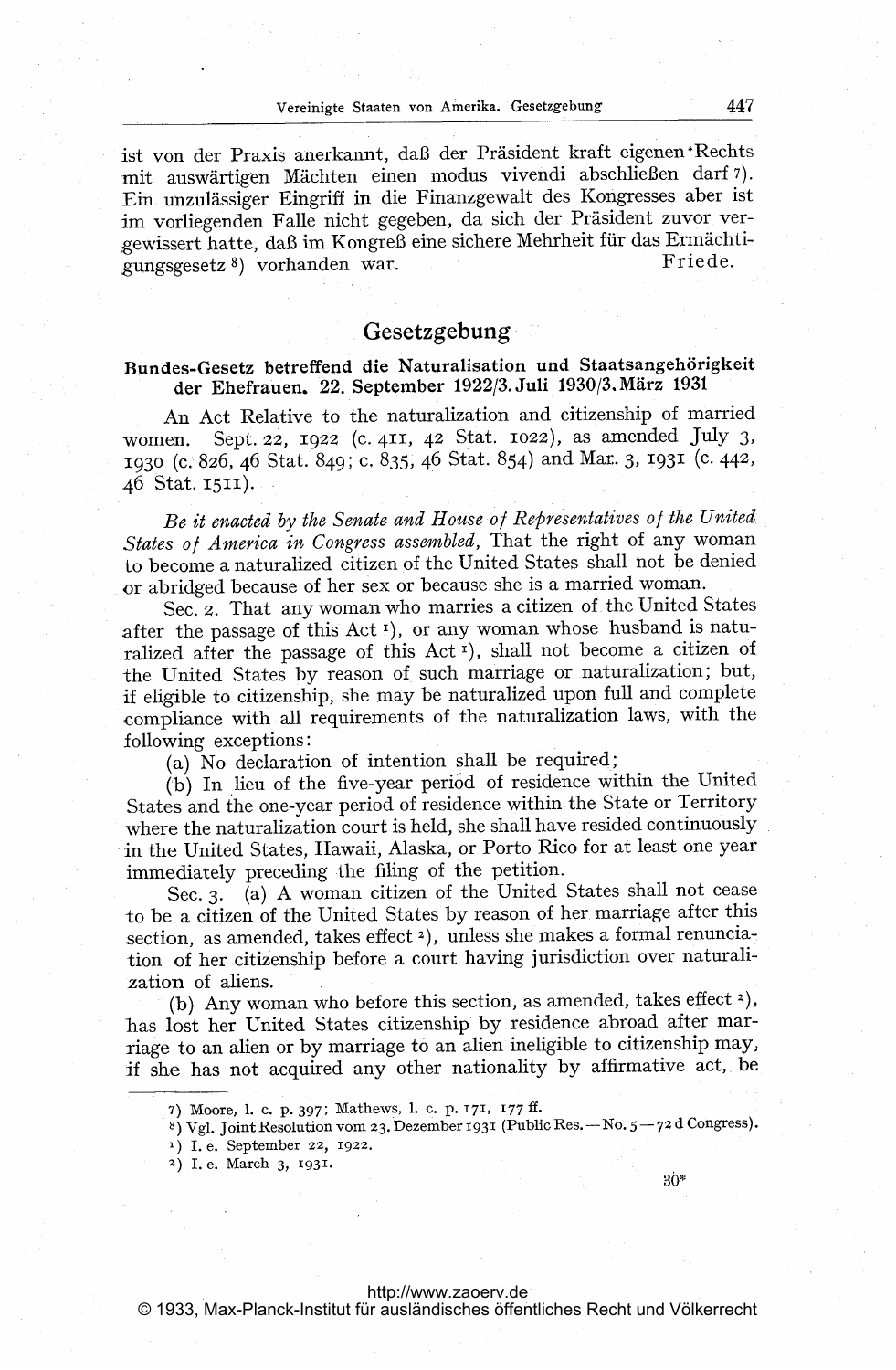ist von der Praxis anerkannt, daß der Präsident kraft eigenen Rechts mit auswärtigen Mächten einen modus vivendi abschließen darf [7]. Ein unzulässiger Eingriff in die Finanzgewalt des Kongresses aber ist im vorliegenden Falle nicht gegeben, da sich der Präsident zuvor vergewissert hatte, daß im Kongreß eine sichere Mehrheit für das Ermächtigungsgesetz [8]) vorhanden war.

Friede.

## Gesetzgebung

### Bundes-Gesetz betreffend die Naturalisation und Staatsangehörigkeit der Ehefrauen. 22. September 1922/3. Juli 1930/3. März 1931

An Act Relative to the naturalization and citizenship of married women. Sept. 22, 1922 (c. 411, 42 Stat. 1022), as amended July 3, 1930 (c. 826, 46 Stat. 849; c. 835, 46 Stat. 854) and Mar. 3, 1931 (c. 442, 46 Stat. 1511).

*Be it enacted by the Senate and House of Representatives of the United States of America in Congress assembled,* That the right of any woman to become a naturalized citizen of the United States shall not be denied or abridged because of her sex or because she is a married woman.

Sec. 2. That any woman who marries a citizen of the United States after the passage of this Act [1]), or any woman whose husband is naturalized after the passage of this Act [1]), shall not become a citizen of the United States by reason of such marriage or naturalization; but, if eligible to citizenship, she may be naturalized upon full and complete compliance with all requirements of the naturalization laws, with the following exceptions:

(a) No declaration of intention shall be required;

(b) In lieu of the five-year period of residence within the United States and the one-year period of residence within the State or Territory where the naturalization court is held, she shall have resided continuously in the United States, Hawaii, Alaska, or Porto Rico for at least one year immediately preceding the filing of the petition.

Sec. 3. (a) A woman citizen of the United States shall not cease to be a citizen of the United States by reason of her marriage after this section, as amended, takes effect [2]), unless she makes a formal renunciation of her citizenship before a court having jurisdiction over naturalization of aliens.

(b) Any woman who before this section, as amended, takes effect [2]), has lost her United States citizenship by residence abroad after marriage to an alien or by marriage to an alien ineligible to citizenship may, if she has not acquired any other nationality by affirmative act, be

---

[7]) Moore, l. c. p. 397; Mathews, l. c. p. 171, 177 ff.

[8]) Vgl. Joint Resolution vom 23. Dezember 1931 (Public Res. — No. 5 — 72 d Congress).

[1]) I. e. September 22, 1922.

[2]) I. e. March 3, 1931.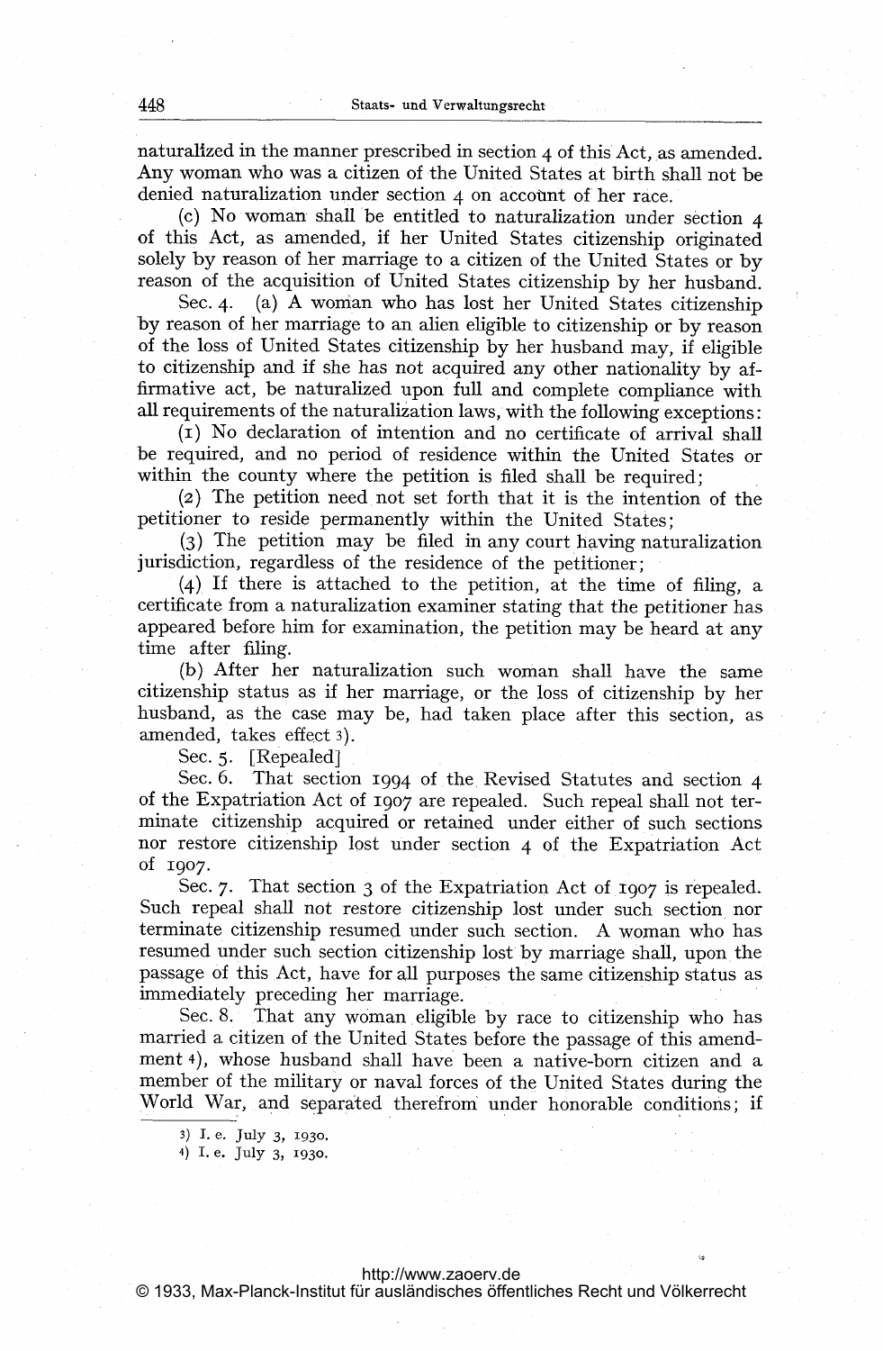naturalized in the manner prescribed in section 4 of this Act, as amended. Any woman who was a citizen of the United States at birth shall not be denied naturalization under section 4 on account of her race.

(c) No woman shall be entitled to naturalization under section 4 of this Act, as amended, if her United States citizenship originated solely by reason of her marriage to a citizen of the United States or by reason of the acquisition of United States citizenship by her husband.

Sec. 4. (a) A woman who has lost her United States citizenship by reason of her marriage to an alien eligible to citizenship or by reason of the loss of United States citizenship by her husband may, if eligible to citizenship and if she has not acquired any other nationality by affirmative act, be naturalized upon full and complete compliance with all requirements of the naturalization laws, with the following exceptions:

(1) No declaration of intention and no certificate of arrival shall be required, and no period of residence within the United States or within the county where the petition is filed shall be required;

(2) The petition need not set forth that it is the intention of the petitioner to reside permanently within the United States;

(3) The petition may be filed in any court having naturalization jurisdiction, regardless of the residence of the petitioner;

(4) If there is attached to the petition, at the time of filing, a certificate from a naturalization examiner stating that the petitioner has appeared before him for examination, the petition may be heard at any time after filing.

(b) After her naturalization such woman shall have the same citizenship status as if her marriage, or the loss of citizenship by her husband, as the case may be, had taken place after this section, as amended, takes effect [3]).

Sec. 5. [Repealed]

Sec. 6. That section 1994 of the Revised Statutes and section 4 of the Expatriation Act of 1907 are repealed. Such repeal shall not terminate citizenship acquired or retained under either of such sections nor restore citizenship lost under section 4 of the Expatriation Act of 1907.

Sec. 7. That section 3 of the Expatriation Act of 1907 is repealed. Such repeal shall not restore citizenship lost under such section nor terminate citizenship resumed under such section. A woman who has resumed under such section citizenship lost by marriage shall, upon the passage of this Act, have for all purposes the same citizenship status as immediately preceding her marriage.

Sec. 8. That any woman eligible by race to citizenship who has married a citizen of the United States before the passage of this amendment [4]), whose husband shall have been a native-born citizen and a member of the military or naval forces of the United States during the World War, and separated therefrom under honorable conditions; if

[3]) I. e. July 3, 1930.

[4]) I. e. July 3, 1930.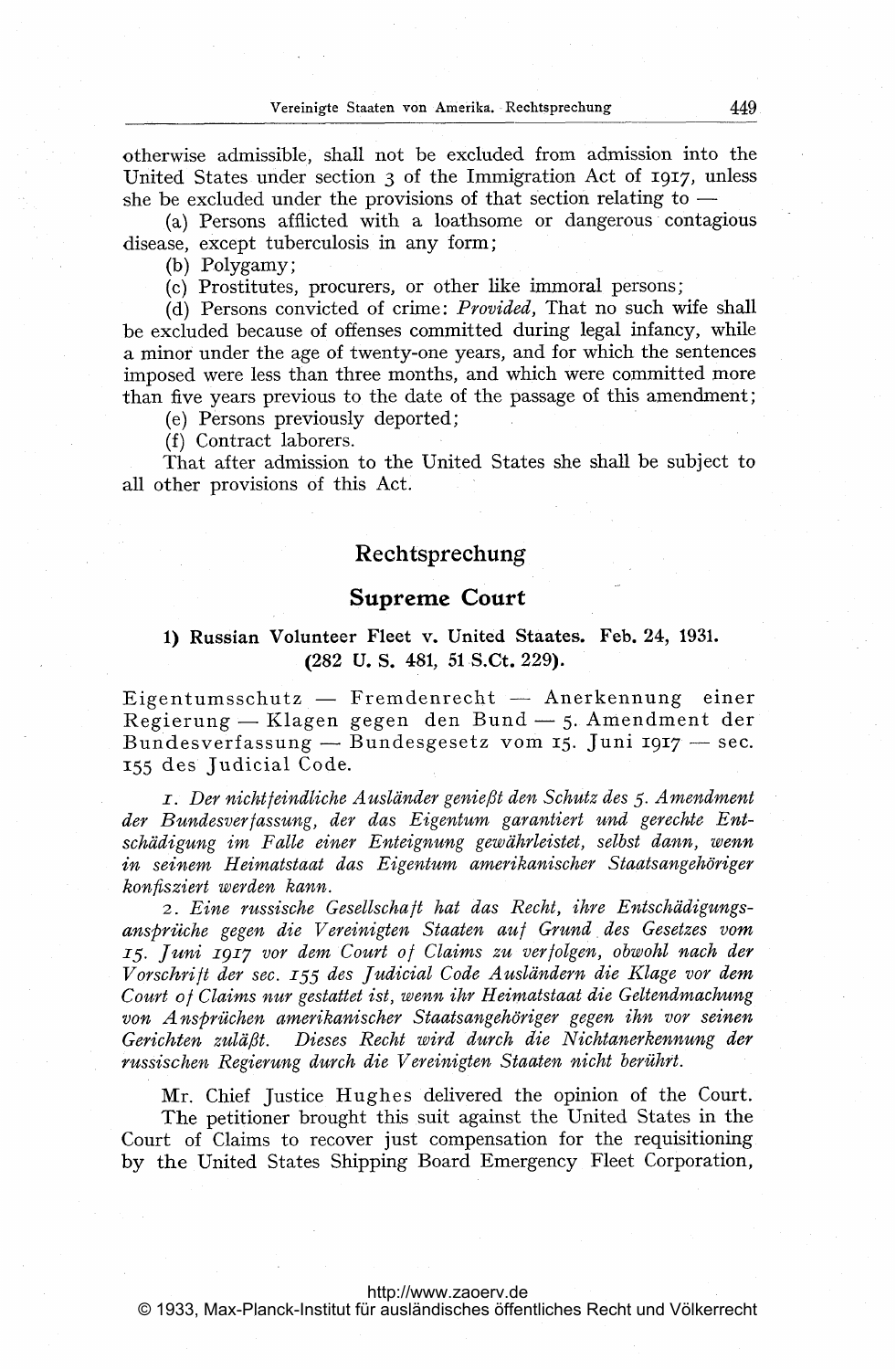otherwise admissible, shall not be excluded from admission into the United States under section 3 of the Immigration Act of 1917, unless she be excluded under the provisions of that section relating to —

(a) Persons afflicted with a loathsome or dangerous contagious disease, except tuberculosis in any form;

(b) Polygamy;

(c) Prostitutes, procurers, or other like immoral persons;

(d) Persons convicted of crime: *Provided*, That no such wife shall be excluded because of offenses committed during legal infancy, while a minor under the age of twenty-one years, and for which the sentences imposed were less than three months, and which were committed more than five years previous to the date of the passage of this amendment;

(e) Persons previously deported;

(f) Contract laborers.

That after admission to the United States she shall be subject to all other provisions of this Act.

## Rechtsprechung

### Supreme Court

#### 1) Russian Volunteer Fleet v. United Staates. Feb. 24, 1931. (282 U. S. 481, 51 S.Ct. 229).

Eigentumsschutz — Fremdenrecht — Anerkennung einer Regierung — Klagen gegen den Bund — 5. Amendment der Bundesverfassung — Bundesgesetz vom 15. Juni 1917 — sec. 155 des Judicial Code.

1. *Der nichtfeindliche Ausländer genießt den Schutz des 5. Amendment der Bundesverfassung, der das Eigentum garantiert und gerechte Entschädigung im Falle einer Enteignung gewährleistet, selbst dann, wenn in seinem Heimatstaat das Eigentum amerikanischer Staatsangehöriger konfisziert werden kann.*

2. *Eine russische Gesellschaft hat das Recht, ihre Entschädigungsansprüche gegen die Vereinigten Staaten auf Grund des Gesetzes vom 15. Juni 1917 vor dem Court of Claims zu verfolgen, obwohl nach der Vorschrift der sec. 155 des Judicial Code Ausländern die Klage vor dem Court of Claims nur gestattet ist, wenn ihr Heimatstaat die Geltendmachung von Ansprüchen amerikanischer Staatsangehöriger gegen ihn vor seinen Gerichten zuläßt. Dieses Recht wird durch die Nichtanerkennung der russischen Regierung durch die Vereinigten Staaten nicht berührt.*

Mr. Chief Justice Hughes delivered the opinion of the Court.

The petitioner brought this suit against the United States in the Court of Claims to recover just compensation for the requisitioning by the United States Shipping Board Emergency Fleet Corporation,